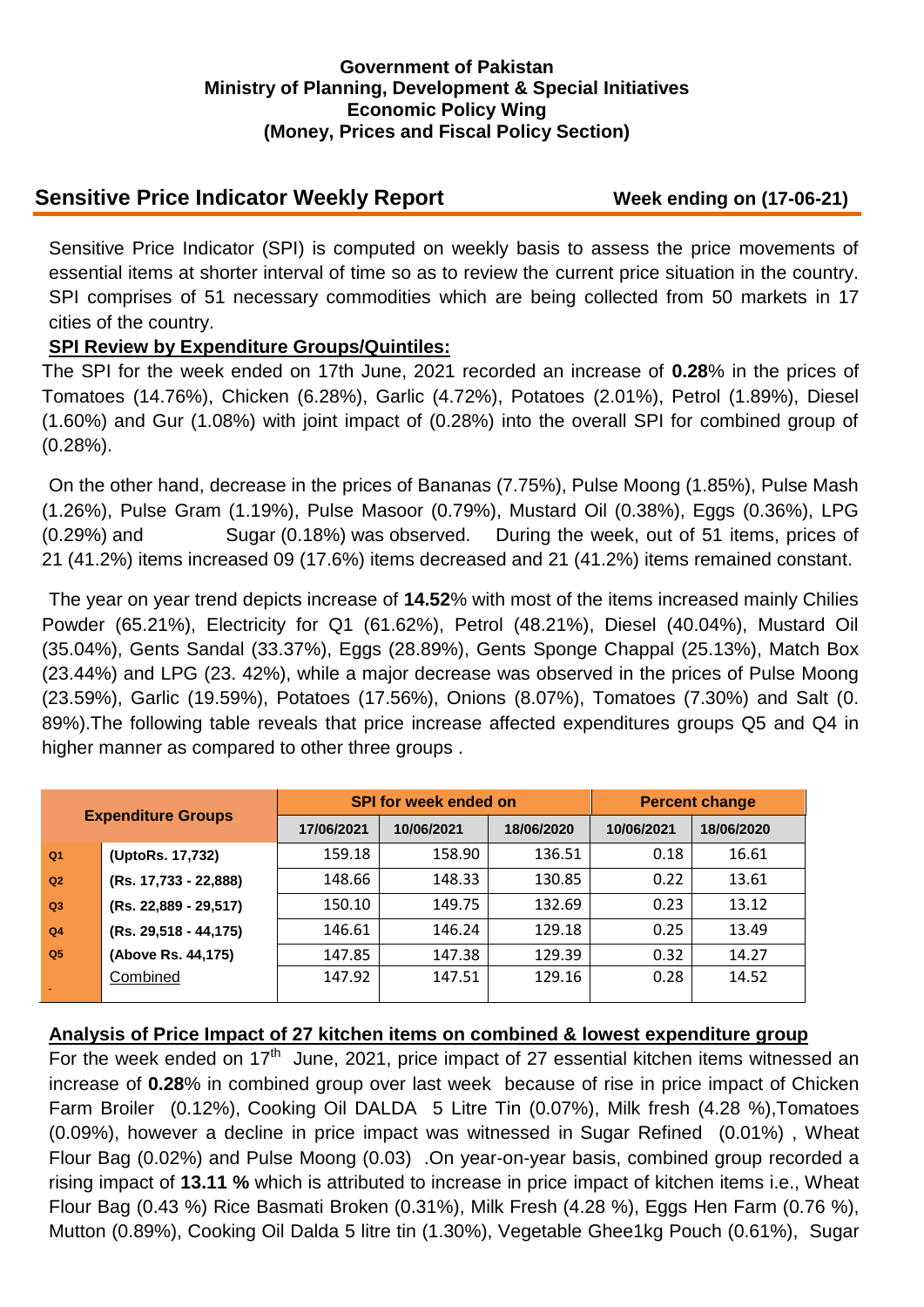**Government of Pakistan**
**Ministry of Planning, Development & Special Initiatives**
**Economic Policy Wing**
**(Money, Prices and Fiscal Policy Section)**

## Sensitive Price Indicator Weekly Report

**Week ending on (17-06-21)**

Sensitive Price Indicator (SPI) is computed on weekly basis to assess the price movements of essential items at shorter interval of time so as to review the current price situation in the country. SPI comprises of 51 necessary commodities which are being collected from 50 markets in 17 cities of the country.

### SPI Review by Expenditure Groups/Quintiles:

The SPI for the week ended on 17th June, 2021 recorded an increase of **0.28**% in the prices of Tomatoes (14.76%), Chicken (6.28%), Garlic (4.72%), Potatoes (2.01%), Petrol (1.89%), Diesel (1.60%) and Gur (1.08%) with joint impact of (0.28%) into the overall SPI for combined group of (0.28%).

On the other hand, decrease in the prices of Bananas (7.75%), Pulse Moong (1.85%), Pulse Mash (1.26%), Pulse Gram (1.19%), Pulse Masoor (0.79%), Mustard Oil (0.38%), Eggs (0.36%), LPG (0.29%) and Sugar (0.18%) was observed. During the week, out of 51 items, prices of 21 (41.2%) items increased 09 (17.6%) items decreased and 21 (41.2%) items remained constant.

The year on year trend depicts increase of **14.52**% with most of the items increased mainly Chilies Powder (65.21%), Electricity for Q1 (61.62%), Petrol (48.21%), Diesel (40.04%), Mustard Oil (35.04%), Gents Sandal (33.37%), Eggs (28.89%), Gents Sponge Chappal (25.13%), Match Box (23.44%) and LPG (23. 42%), while a major decrease was observed in the prices of Pulse Moong (23.59%), Garlic (19.59%), Potatoes (17.56%), Onions (8.07%), Tomatoes (7.30%) and Salt (0. 89%).The following table reveals that price increase affected expenditures groups Q5 and Q4 in higher manner as compared to other three groups .

| Expenditure Groups | | SPI for week ended on | | | Percent change | |
|---|---|---|---|---|---|---|
| | | 17/06/2021 | 10/06/2021 | 18/06/2020 | 10/06/2021 | 18/06/2020 |
| Q1 | (UptoRs. 17,732) | 159.18 | 158.90 | 136.51 | 0.18 | 16.61 |
| Q2 | (Rs. 17,733 - 22,888) | 148.66 | 148.33 | 130.85 | 0.22 | 13.61 |
| Q3 | (Rs. 22,889 - 29,517) | 150.10 | 149.75 | 132.69 | 0.23 | 13.12 |
| Q4 | (Rs. 29,518 - 44,175) | 146.61 | 146.24 | 129.18 | 0.25 | 13.49 |
| Q5 | (Above Rs. 44,175) | 147.85 | 147.38 | 129.39 | 0.32 | 14.27 |
| | Combined | 147.92 | 147.51 | 129.16 | 0.28 | 14.52 |

### Analysis of Price Impact of 27 kitchen items on combined & lowest expenditure group

For the week ended on 17th June, 2021, price impact of 27 essential kitchen items witnessed an increase of **0.28**% in combined group over last week because of rise in price impact of Chicken Farm Broiler (0.12%), Cooking Oil DALDA 5 Litre Tin (0.07%), Milk fresh (4.28 %),Tomatoes (0.09%), however a decline in price impact was witnessed in Sugar Refined (0.01%) , Wheat Flour Bag (0.02%) and Pulse Moong (0.03) .On year-on-year basis, combined group recorded a rising impact of **13.11 %** which is attributed to increase in price impact of kitchen items i.e., Wheat Flour Bag (0.43 %) Rice Basmati Broken (0.31%), Milk Fresh (4.28 %), Eggs Hen Farm (0.76 %), Mutton (0.89%), Cooking Oil Dalda 5 litre tin (1.30%), Vegetable Ghee1kg Pouch (0.61%), Sugar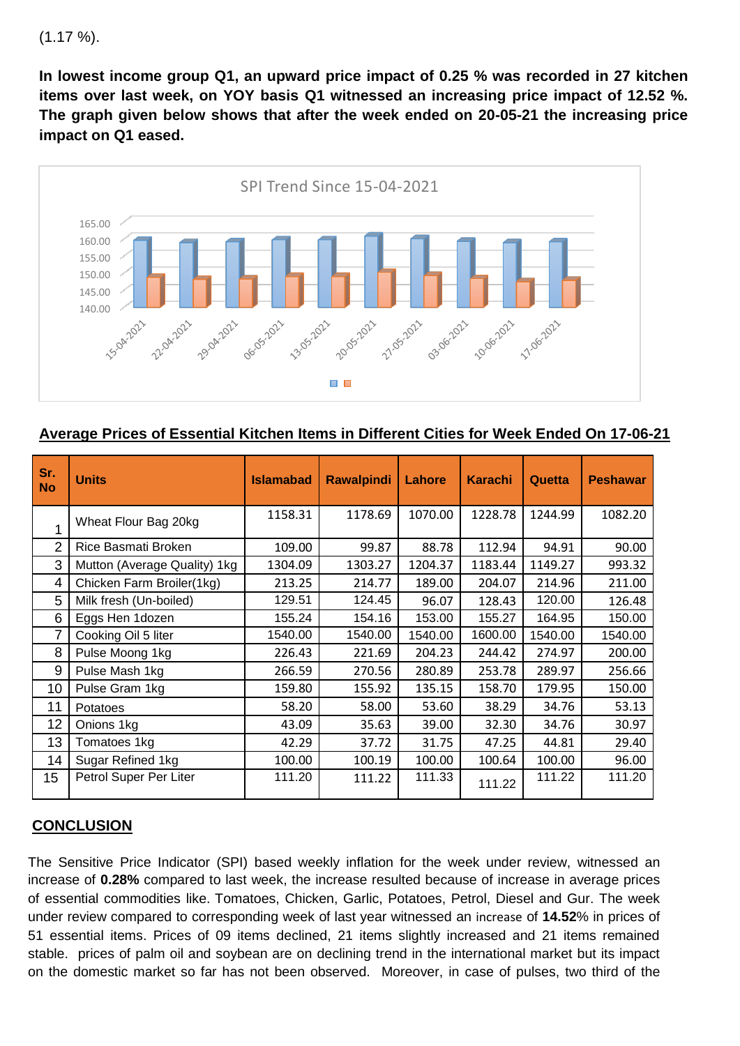(1.17 %).

**In lowest income group Q1, an upward price impact of 0.25 % was recorded in 27 kitchen items over last week, on YOY basis Q1 witnessed an increasing price impact of 12.52 %. The graph given below shows that after the week ended on 20-05-21 the increasing price impact on Q1 eased.**

## Average Prices of Essential Kitchen Items in Different Cities for Week Ended On 17-06-21

| Sr. No | Units | Islamabad | Rawalpindi | Lahore | Karachi | Quetta | Peshawar |
|---|---|---|---|---|---|---|---|
| 1 | Wheat Flour Bag 20kg | 1158.31 | 1178.69 | 1070.00 | 1228.78 | 1244.99 | 1082.20 |
| 2 | Rice Basmati Broken | 109.00 | 99.87 | 88.78 | 112.94 | 94.91 | 90.00 |
| 3 | Mutton (Average Quality) 1kg | 1304.09 | 1303.27 | 1204.37 | 1183.44 | 1149.27 | 993.32 |
| 4 | Chicken Farm Broiler(1kg) | 213.25 | 214.77 | 189.00 | 204.07 | 214.96 | 211.00 |
| 5 | Milk fresh (Un-boiled) | 129.51 | 124.45 | 96.07 | 128.43 | 120.00 | 126.48 |
| 6 | Eggs Hen 1dozen | 155.24 | 154.16 | 153.00 | 155.27 | 164.95 | 150.00 |
| 7 | Cooking Oil 5 liter | 1540.00 | 1540.00 | 1540.00 | 1600.00 | 1540.00 | 1540.00 |
| 8 | Pulse Moong 1kg | 226.43 | 221.69 | 204.23 | 244.42 | 274.97 | 200.00 |
| 9 | Pulse Mash 1kg | 266.59 | 270.56 | 280.89 | 253.78 | 289.97 | 256.66 |
| 10 | Pulse Gram 1kg | 159.80 | 155.92 | 135.15 | 158.70 | 179.95 | 150.00 |
| 11 | Potatoes | 58.20 | 58.00 | 53.60 | 38.29 | 34.76 | 53.13 |
| 12 | Onions 1kg | 43.09 | 35.63 | 39.00 | 32.30 | 34.76 | 30.97 |
| 13 | Tomatoes 1kg | 42.29 | 37.72 | 31.75 | 47.25 | 44.81 | 29.40 |
| 14 | Sugar Refined 1kg | 100.00 | 100.19 | 100.00 | 100.64 | 100.00 | 96.00 |
| 15 | Petrol Super Per Liter | 111.20 | 111.22 | 111.33 | 111.22 | 111.22 | 111.20 |

## CONCLUSION

The Sensitive Price Indicator (SPI) based weekly inflation for the week under review, witnessed an increase of **0.28%** compared to last week, the increase resulted because of increase in average prices of essential commodities like. Tomatoes, Chicken, Garlic, Potatoes, Petrol, Diesel and Gur. The week under review compared to corresponding week of last year witnessed an increase of **14.52**% in prices of 51 essential items. Prices of 09 items declined, 21 items slightly increased and 21 items remained stable. prices of palm oil and soybean are on declining trend in the international market but its impact on the domestic market so far has not been observed. Moreover, in case of pulses, two third of the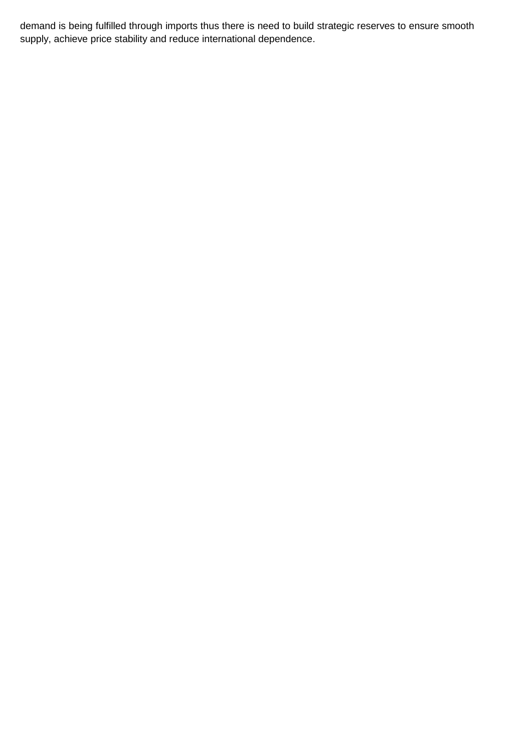demand is being fulfilled through imports thus there is need to build strategic reserves to ensure smooth supply, achieve price stability and reduce international dependence.